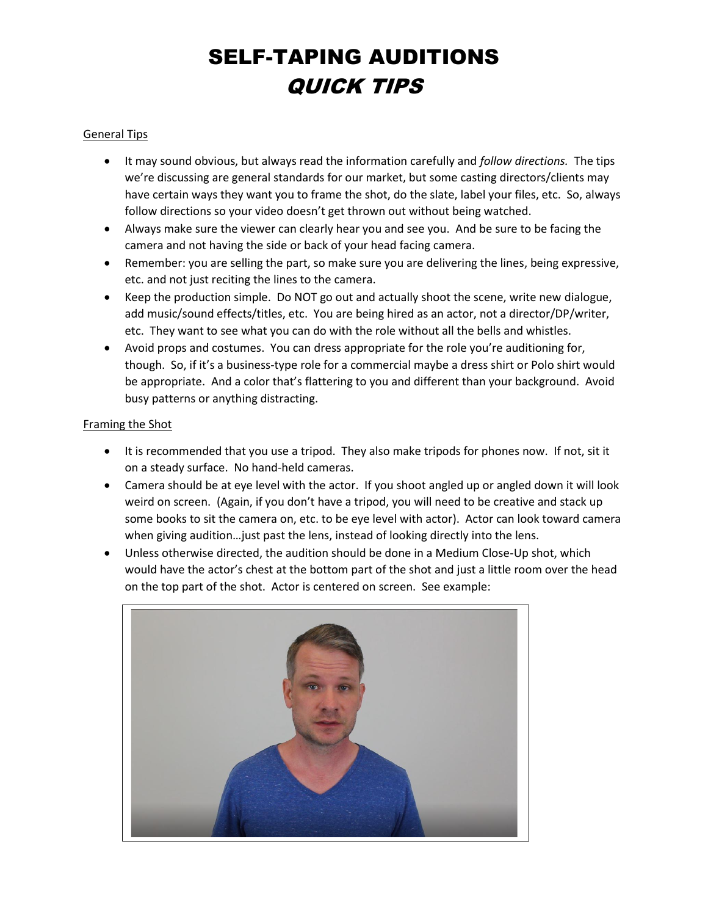# SELF-TAPING AUDITIONS
# *QUICK TIPS*

## General Tips

- It may sound obvious, but always read the information carefully and *follow directions.* The tips we're discussing are general standards for our market, but some casting directors/clients may have certain ways they want you to frame the shot, do the slate, label your files, etc. So, always follow directions so your video doesn't get thrown out without being watched.
- Always make sure the viewer can clearly hear you and see you. And be sure to be facing the camera and not having the side or back of your head facing camera.
- Remember: you are selling the part, so make sure you are delivering the lines, being expressive, etc. and not just reciting the lines to the camera.
- Keep the production simple. Do NOT go out and actually shoot the scene, write new dialogue, add music/sound effects/titles, etc. You are being hired as an actor, not a director/DP/writer, etc. They want to see what you can do with the role without all the bells and whistles.
- Avoid props and costumes. You can dress appropriate for the role you're auditioning for, though. So, if it's a business-type role for a commercial maybe a dress shirt or Polo shirt would be appropriate. And a color that's flattering to you and different than your background. Avoid busy patterns or anything distracting.

## Framing the Shot

- It is recommended that you use a tripod. They also make tripods for phones now. If not, sit it on a steady surface. No hand-held cameras.
- Camera should be at eye level with the actor. If you shoot angled up or angled down it will look weird on screen. (Again, if you don't have a tripod, you will need to be creative and stack up some books to sit the camera on, etc. to be eye level with actor). Actor can look toward camera when giving audition…just past the lens, instead of looking directly into the lens.
- Unless otherwise directed, the audition should be done in a Medium Close-Up shot, which would have the actor's chest at the bottom part of the shot and just a little room over the head on the top part of the shot. Actor is centered on screen. See example: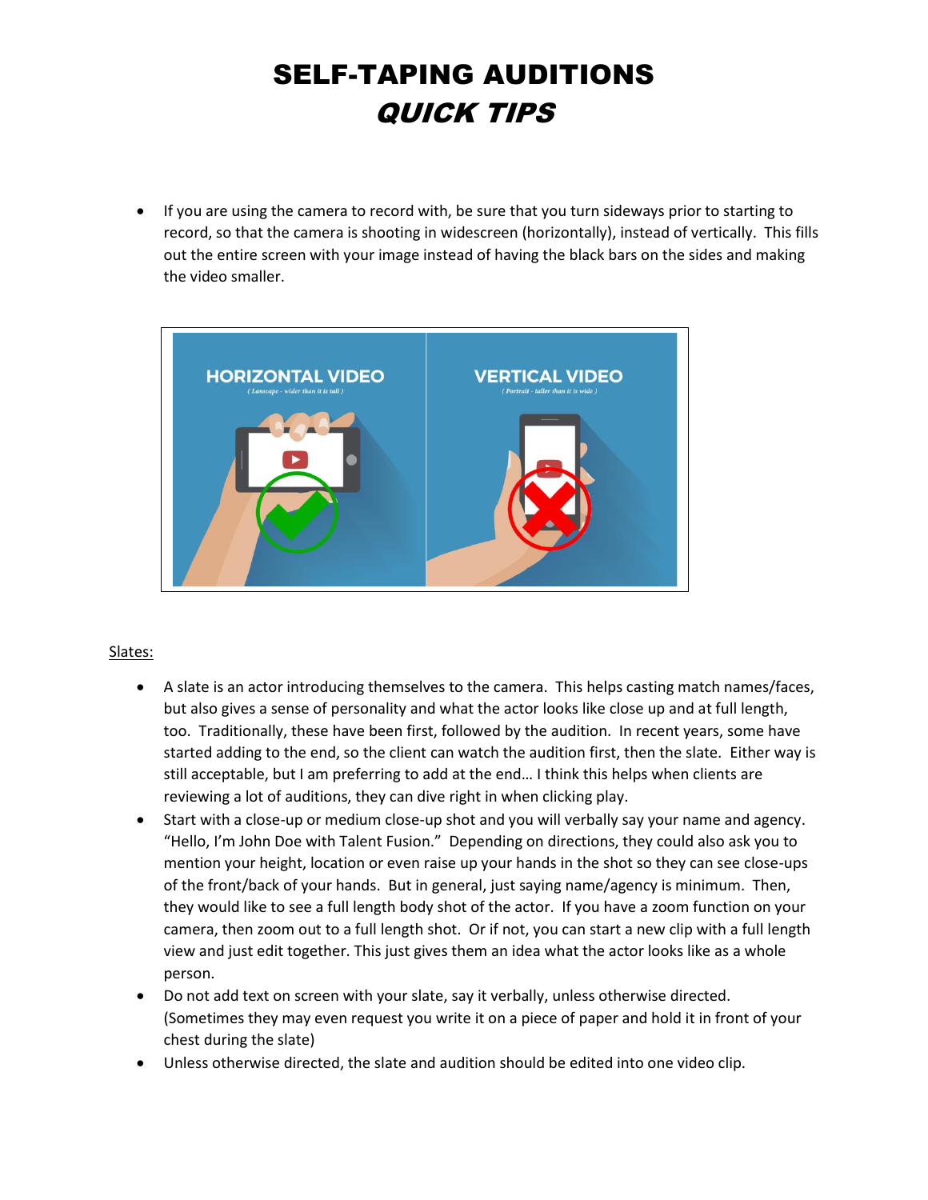# SELF-TAPING AUDITIONS
## *QUICK TIPS*

- If you are using the camera to record with, be sure that you turn sideways prior to starting to record, so that the camera is shooting in widescreen (horizontally), instead of vertically. This fills out the entire screen with your image instead of having the black bars on the sides and making the video smaller.

Slates:

- A slate is an actor introducing themselves to the camera. This helps casting match names/faces, but also gives a sense of personality and what the actor looks like close up and at full length, too. Traditionally, these have been first, followed by the audition. In recent years, some have started adding to the end, so the client can watch the audition first, then the slate. Either way is still acceptable, but I am preferring to add at the end… I think this helps when clients are reviewing a lot of auditions, they can dive right in when clicking play.
- Start with a close-up or medium close-up shot and you will verbally say your name and agency. "Hello, I'm John Doe with Talent Fusion." Depending on directions, they could also ask you to mention your height, location or even raise up your hands in the shot so they can see close-ups of the front/back of your hands. But in general, just saying name/agency is minimum. Then, they would like to see a full length body shot of the actor. If you have a zoom function on your camera, then zoom out to a full length shot. Or if not, you can start a new clip with a full length view and just edit together. This just gives them an idea what the actor looks like as a whole person.
- Do not add text on screen with your slate, say it verbally, unless otherwise directed. (Sometimes they may even request you write it on a piece of paper and hold it in front of your chest during the slate)
- Unless otherwise directed, the slate and audition should be edited into one video clip.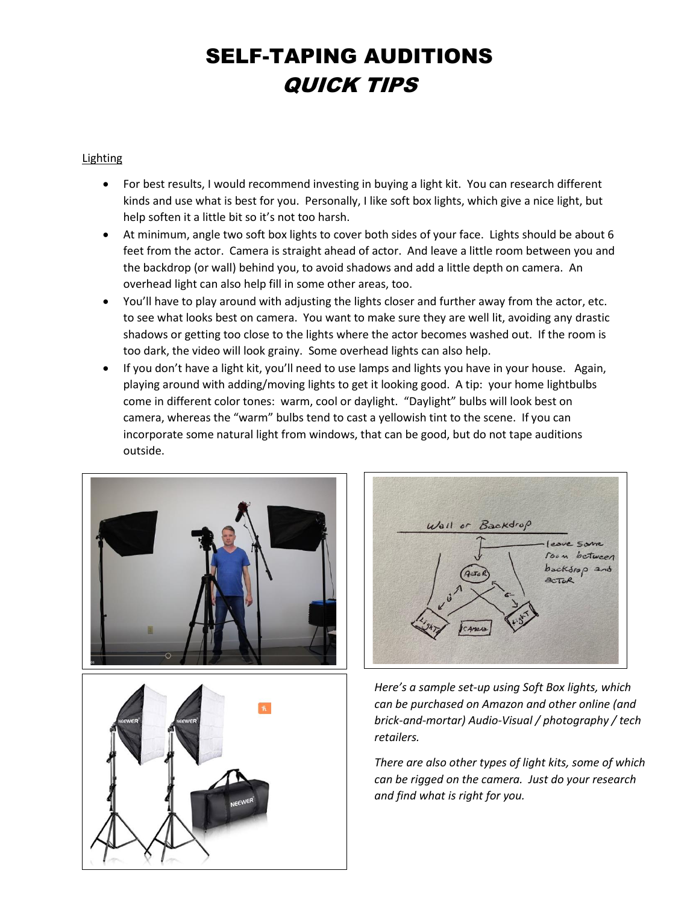# SELF-TAPING AUDITIONS
## *QUICK TIPS*

Lighting

- For best results, I would recommend investing in buying a light kit. You can research different kinds and use what is best for you. Personally, I like soft box lights, which give a nice light, but help soften it a little bit so it's not too harsh.
- At minimum, angle two soft box lights to cover both sides of your face. Lights should be about 6 feet from the actor. Camera is straight ahead of actor. And leave a little room between you and the backdrop (or wall) behind you, to avoid shadows and add a little depth on camera. An overhead light can also help fill in some other areas, too.
- You'll have to play around with adjusting the lights closer and further away from the actor, etc. to see what looks best on camera. You want to make sure they are well lit, avoiding any drastic shadows or getting too close to the lights where the actor becomes washed out. If the room is too dark, the video will look grainy. Some overhead lights can also help.
- If you don't have a light kit, you'll need to use lamps and lights you have in your house. Again, playing around with adding/moving lights to get it looking good. A tip: your home lightbulbs come in different color tones: warm, cool or daylight. "Daylight" bulbs will look best on camera, whereas the "warm" bulbs tend to cast a yellowish tint to the scene. If you can incorporate some natural light from windows, that can be good, but do not tape auditions outside.

*Here's a sample set-up using Soft Box lights, which can be purchased on Amazon and other online (and brick-and-mortar) Audio-Visual / photography / tech retailers.*

*There are also other types of light kits, some of which can be rigged on the camera. Just do your research and find what is right for you.*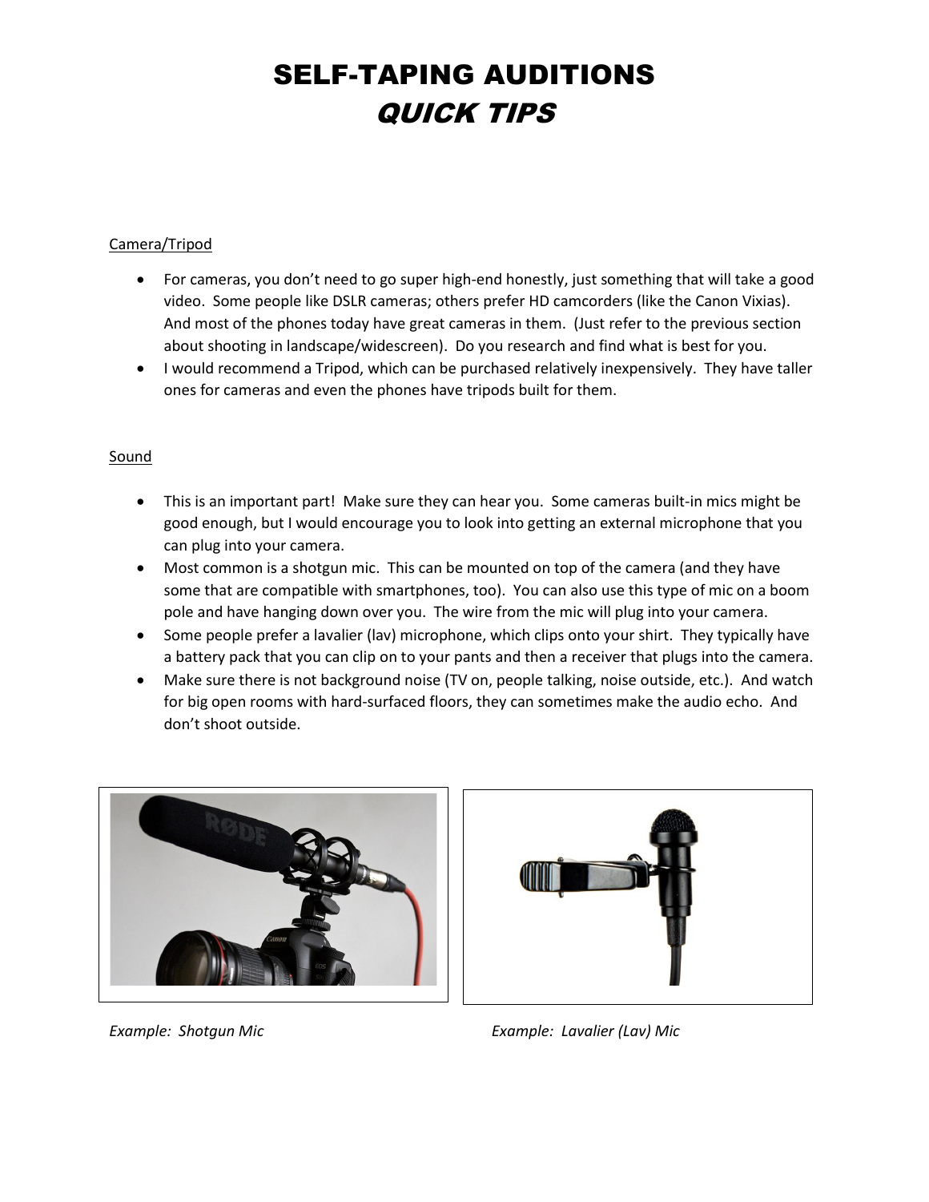# SELF-TAPING AUDITIONS
## *QUICK TIPS*

Camera/Tripod

- For cameras, you don't need to go super high-end honestly, just something that will take a good video. Some people like DSLR cameras; others prefer HD camcorders (like the Canon Vixias). And most of the phones today have great cameras in them. (Just refer to the previous section about shooting in landscape/widescreen). Do you research and find what is best for you.
- I would recommend a Tripod, which can be purchased relatively inexpensively. They have taller ones for cameras and even the phones have tripods built for them.

Sound

- This is an important part! Make sure they can hear you. Some cameras built-in mics might be good enough, but I would encourage you to look into getting an external microphone that you can plug into your camera.
- Most common is a shotgun mic. This can be mounted on top of the camera (and they have some that are compatible with smartphones, too). You can also use this type of mic on a boom pole and have hanging down over you. The wire from the mic will plug into your camera.
- Some people prefer a lavalier (lav) microphone, which clips onto your shirt. They typically have a battery pack that you can clip on to your pants and then a receiver that plugs into the camera.
- Make sure there is not background noise (TV on, people talking, noise outside, etc.). And watch for big open rooms with hard-surfaced floors, they can sometimes make the audio echo. And don't shoot outside.

*Example: Shotgun Mic*

*Example: Lavalier (Lav) Mic*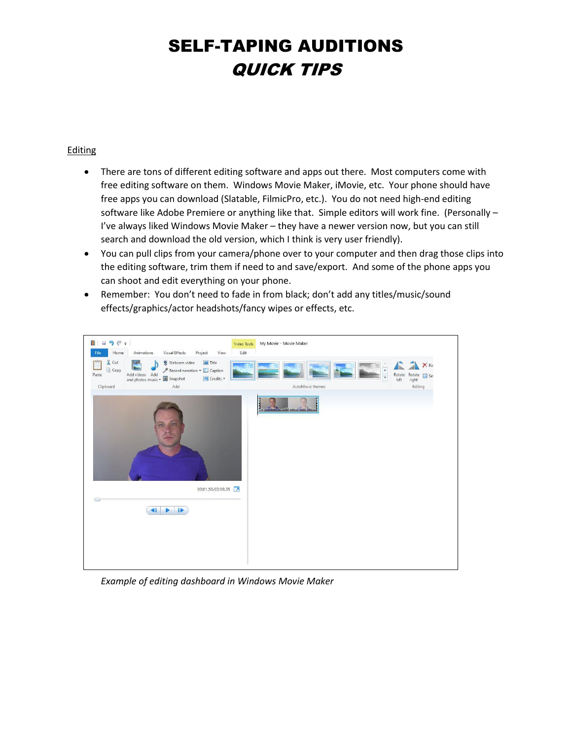# SELF-TAPING AUDITIONS
## *QUICK TIPS*

<u>Editing</u>

- There are tons of different editing software and apps out there. Most computers come with free editing software on them. Windows Movie Maker, iMovie, etc. Your phone should have free apps you can download (Slatable, FilmicPro, etc.). You do not need high-end editing software like Adobe Premiere or anything like that. Simple editors will work fine. (Personally – I've always liked Windows Movie Maker – they have a newer version now, but you can still search and download the old version, which I think is very user friendly).
- You can pull clips from your camera/phone over to your computer and then drag those clips into the editing software, trim them if need to and save/export. And some of the phone apps you can shoot and edit everything on your phone.
- Remember: You don't need to fade in from black; don't add any titles/music/sound effects/graphics/actor headshots/fancy wipes or effects, etc.

*Example of editing dashboard in Windows Movie Maker*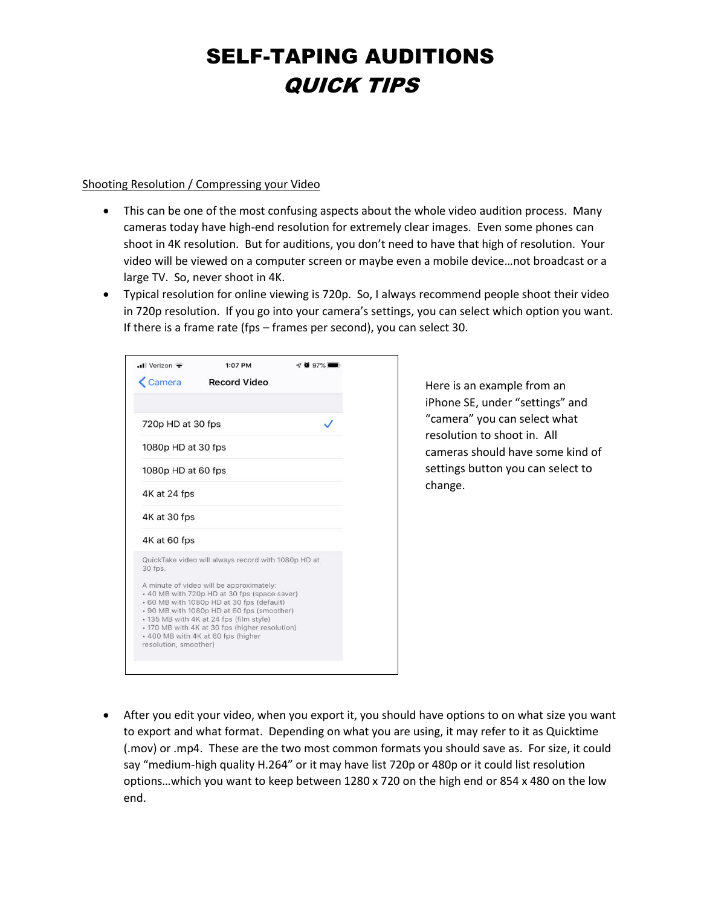# SELF-TAPING AUDITIONS
## *QUICK TIPS*

Shooting Resolution / Compressing your Video

- This can be one of the most confusing aspects about the whole video audition process. Many cameras today have high-end resolution for extremely clear images. Even some phones can shoot in 4K resolution. But for auditions, you don't need to have that high of resolution. Your video will be viewed on a computer screen or maybe even a mobile device…not broadcast or a large TV. So, never shoot in 4K.
- Typical resolution for online viewing is 720p. So, I always recommend people shoot their video in 720p resolution. If you go into your camera's settings, you can select which option you want. If there is a frame rate (fps – frames per second), you can select 30.

Verizon 1:07 PM 97%

Camera Record Video

- 720p HD at 30 fps ✓
- 1080p HD at 30 fps
- 1080p HD at 60 fps
- 4K at 24 fps
- 4K at 30 fps
- 4K at 60 fps

QuickTake video will always record with 1080p HD at 30 fps.

A minute of video will be approximately:
- 40 MB with 720p HD at 30 fps (space saver)
- 60 MB with 1080p HD at 30 fps (default)
- 90 MB with 1080p HD at 60 fps (smoother)
- 135 MB with 4K at 24 fps (film style)
- 170 MB with 4K at 30 fps (higher resolution)
- 400 MB with 4K at 60 fps (higher resolution, smoother)

Here is an example from an iPhone SE, under "settings" and "camera" you can select what resolution to shoot in. All cameras should have some kind of settings button you can select to change.

- After you edit your video, when you export it, you should have options to on what size you want to export and what format. Depending on what you are using, it may refer to it as Quicktime (.mov) or .mp4. These are the two most common formats you should save as. For size, it could say "medium-high quality H.264" or it may have list 720p or 480p or it could list resolution options…which you want to keep between 1280 x 720 on the high end or 854 x 480 on the low end.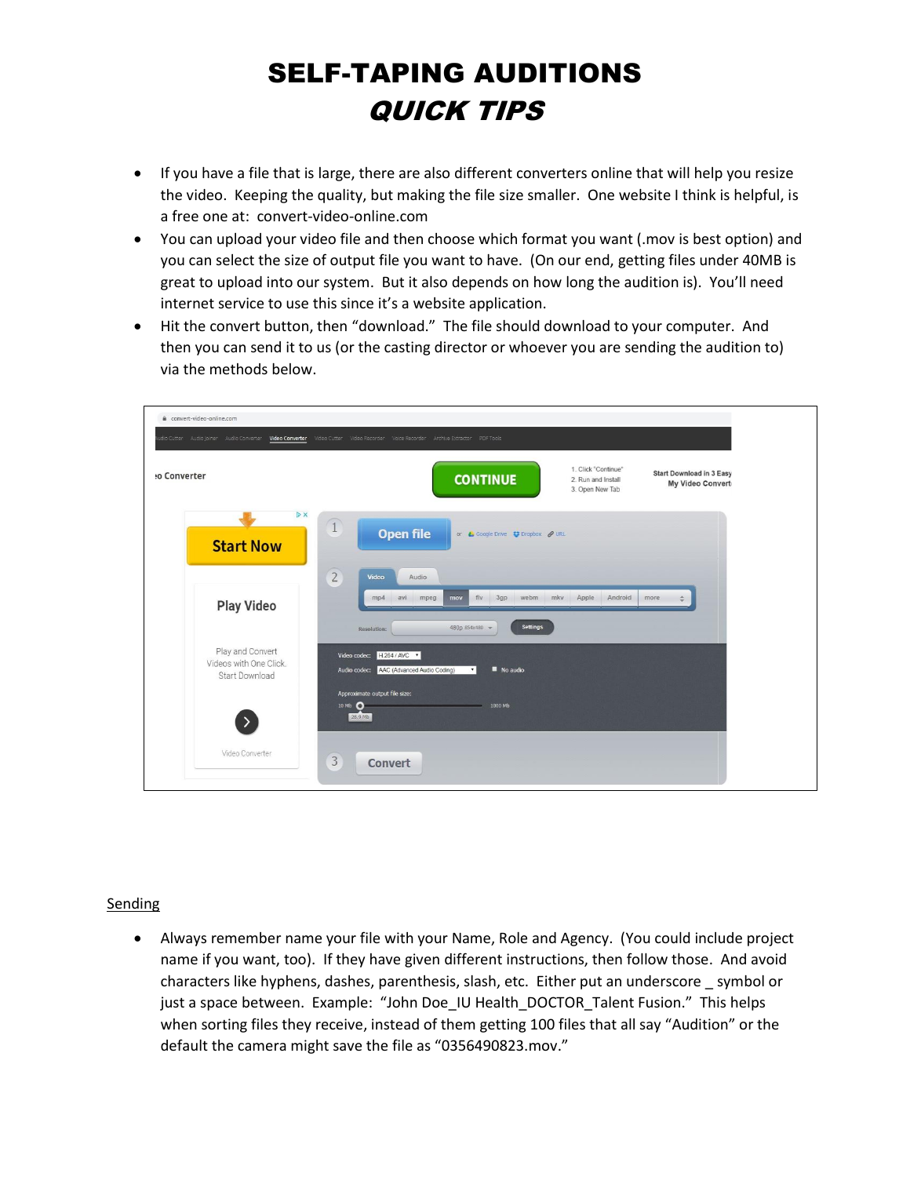# SELF-TAPING AUDITIONS
## *QUICK TIPS*

- If you have a file that is large, there are also different converters online that will help you resize the video. Keeping the quality, but making the file size smaller. One website I think is helpful, is a free one at: convert-video-online.com
- You can upload your video file and then choose which format you want (.mov is best option) and you can select the size of output file you want to have. (On our end, getting files under 40MB is great to upload into our system. But it also depends on how long the audition is). You'll need internet service to use this since it's a website application.
- Hit the convert button, then "download." The file should download to your computer. And then you can send it to us (or the casting director or whoever you are sending the audition to) via the methods below.

<u>Sending</u>

- Always remember name your file with your Name, Role and Agency. (You could include project name if you want, too). If they have given different instructions, then follow those. And avoid characters like hyphens, dashes, parenthesis, slash, etc. Either put an underscore _ symbol or just a space between. Example: "John Doe_IU Health_DOCTOR_Talent Fusion." This helps when sorting files they receive, instead of them getting 100 files that all say "Audition" or the default the camera might save the file as "0356490823.mov."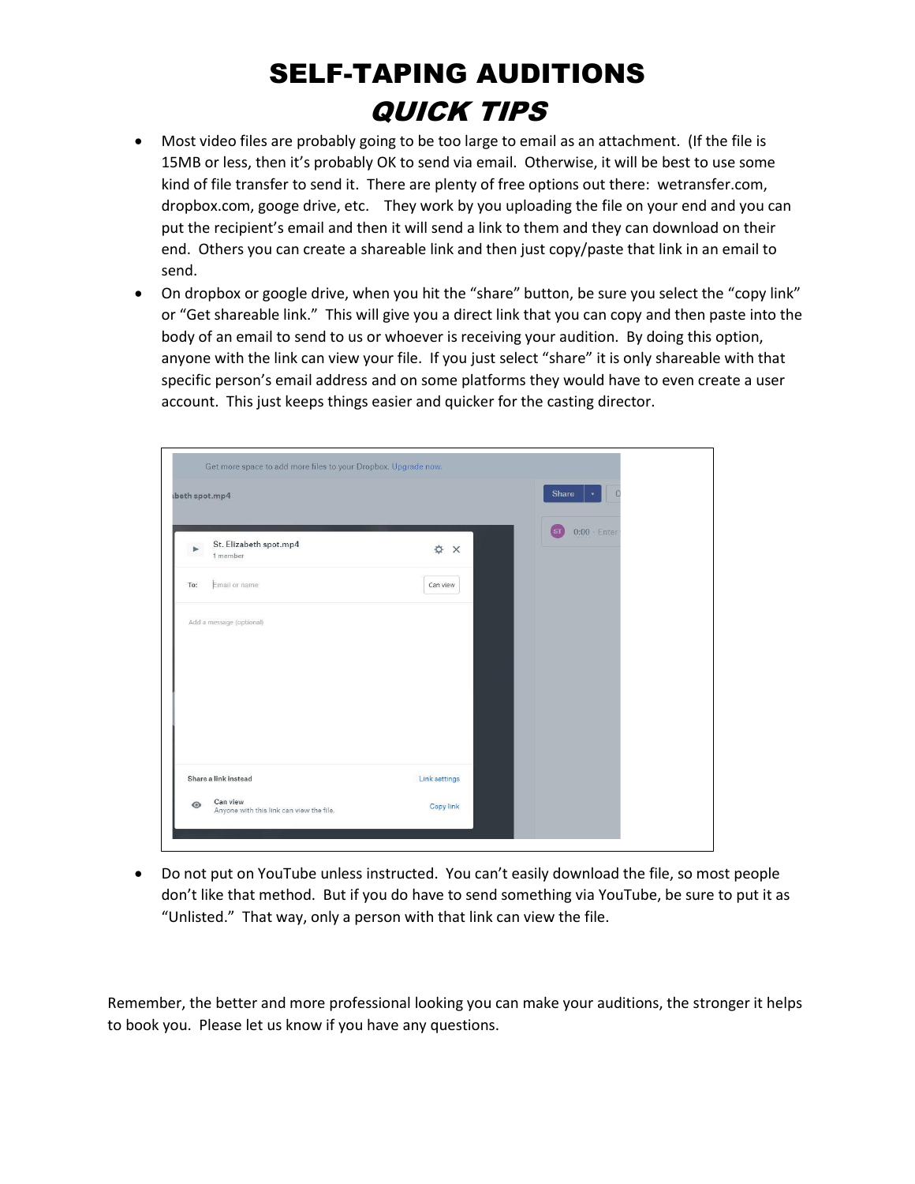# SELF-TAPING AUDITIONS
## *QUICK TIPS*

- Most video files are probably going to be too large to email as an attachment. (If the file is 15MB or less, then it's probably OK to send via email. Otherwise, it will be best to use some kind of file transfer to send it. There are plenty of free options out there: wetransfer.com, dropbox.com, googe drive, etc. They work by you uploading the file on your end and you can put the recipient's email and then it will send a link to them and they can download on their end. Others you can create a shareable link and then just copy/paste that link in an email to send.
- On dropbox or google drive, when you hit the "share" button, be sure you select the "copy link" or "Get shareable link." This will give you a direct link that you can copy and then paste into the body of an email to send to us or whoever is receiving your audition. By doing this option, anyone with the link can view your file. If you just select "share" it is only shareable with that specific person's email address and on some platforms they would have to even create a user account. This just keeps things easier and quicker for the casting director.

Get more space to add more files to your Dropbox. Upgrade now.

beth spot.mp4

Share

St. Elizabeth spot.mp4
1 member

To: Email or name
Can view

Add a message (optional)

Share a link instead
Link settings

Can view
Anyone with this link can view the file.
Copy link

- Do not put on YouTube unless instructed. You can't easily download the file, so most people don't like that method. But if you do have to send something via YouTube, be sure to put it as "Unlisted." That way, only a person with that link can view the file.

Remember, the better and more professional looking you can make your auditions, the stronger it helps to book you. Please let us know if you have any questions.